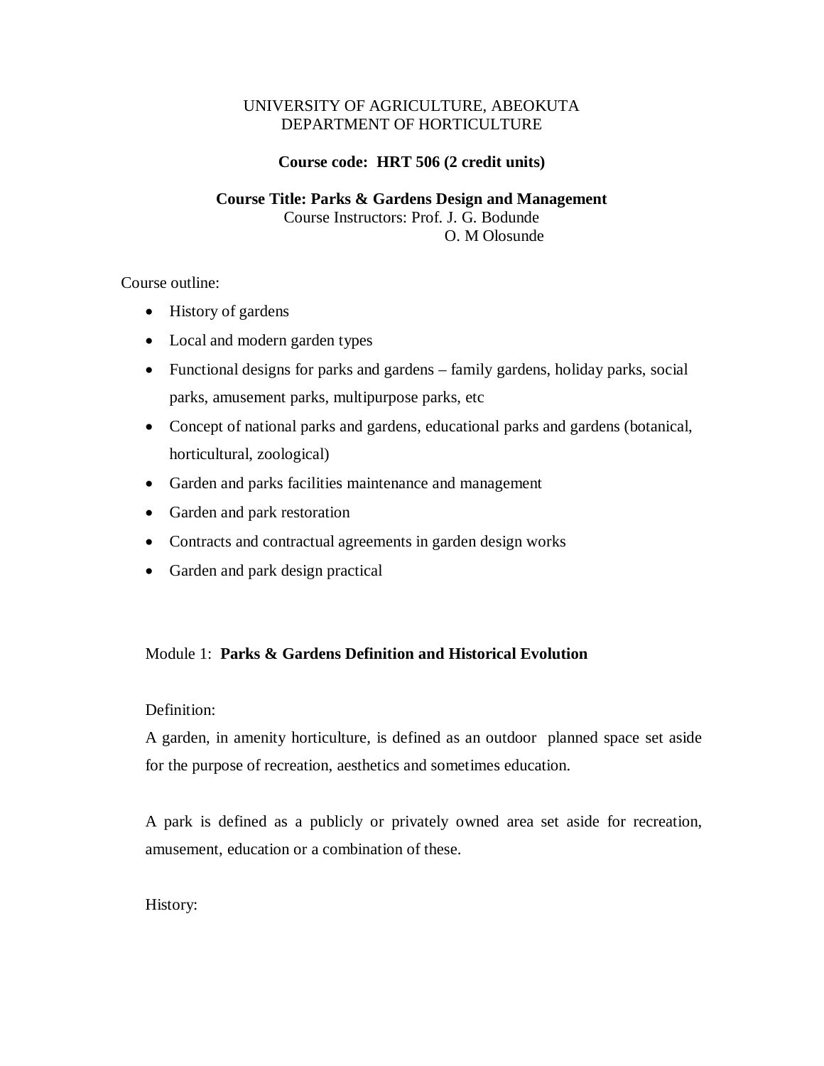UNIVERSITY OF AGRICULTURE, ABEOKUTA
DEPARTMENT OF HORTICULTURE

**Course code: HRT 506 (2 credit units)**

**Course Title: Parks & Gardens Design and Management**

Course Instructors: Prof. J. G. Bodunde
O. M Olosunde

Course outline:

- History of gardens
- Local and modern garden types
- Functional designs for parks and gardens – family gardens, holiday parks, social parks, amusement parks, multipurpose parks, etc
- Concept of national parks and gardens, educational parks and gardens (botanical, horticultural, zoological)
- Garden and parks facilities maintenance and management
- Garden and park restoration
- Contracts and contractual agreements in garden design works
- Garden and park design practical

## Module 1: **Parks & Gardens Definition and Historical Evolution**

Definition:

A garden, in amenity horticulture, is defined as an outdoor planned space set aside for the purpose of recreation, aesthetics and sometimes education.

A park is defined as a publicly or privately owned area set aside for recreation, amusement, education or a combination of these.

History: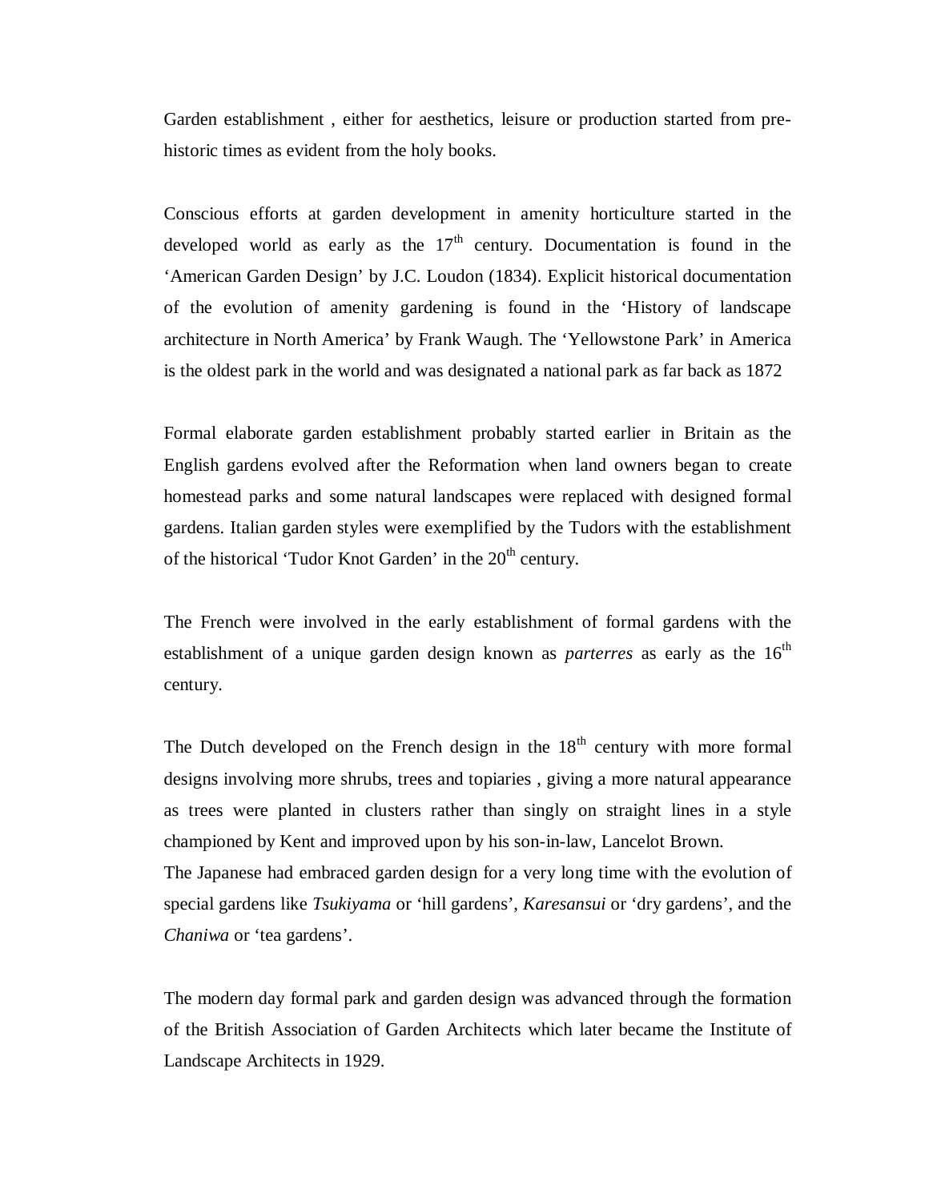Garden establishment , either for aesthetics, leisure or production started from pre-historic times as evident from the holy books.

Conscious efforts at garden development in amenity horticulture started in the developed world as early as the 17th century. Documentation is found in the 'American Garden Design' by J.C. Loudon (1834). Explicit historical documentation of the evolution of amenity gardening is found in the 'History of landscape architecture in North America' by Frank Waugh. The 'Yellowstone Park' in America is the oldest park in the world and was designated a national park as far back as 1872

Formal elaborate garden establishment probably started earlier in Britain as the English gardens evolved after the Reformation when land owners began to create homestead parks and some natural landscapes were replaced with designed formal gardens. Italian garden styles were exemplified by the Tudors with the establishment of the historical 'Tudor Knot Garden' in the 20th century.

The French were involved in the early establishment of formal gardens with the establishment of a unique garden design known as *parterres* as early as the 16th century.

The Dutch developed on the French design in the 18th century with more formal designs involving more shrubs, trees and topiaries , giving a more natural appearance as trees were planted in clusters rather than singly on straight lines in a style championed by Kent and improved upon by his son-in-law, Lancelot Brown.

The Japanese had embraced garden design for a very long time with the evolution of special gardens like *Tsukiyama* or 'hill gardens', *Karesansui* or 'dry gardens', and the *Chaniwa* or 'tea gardens'.

The modern day formal park and garden design was advanced through the formation of the British Association of Garden Architects which later became the Institute of Landscape Architects in 1929.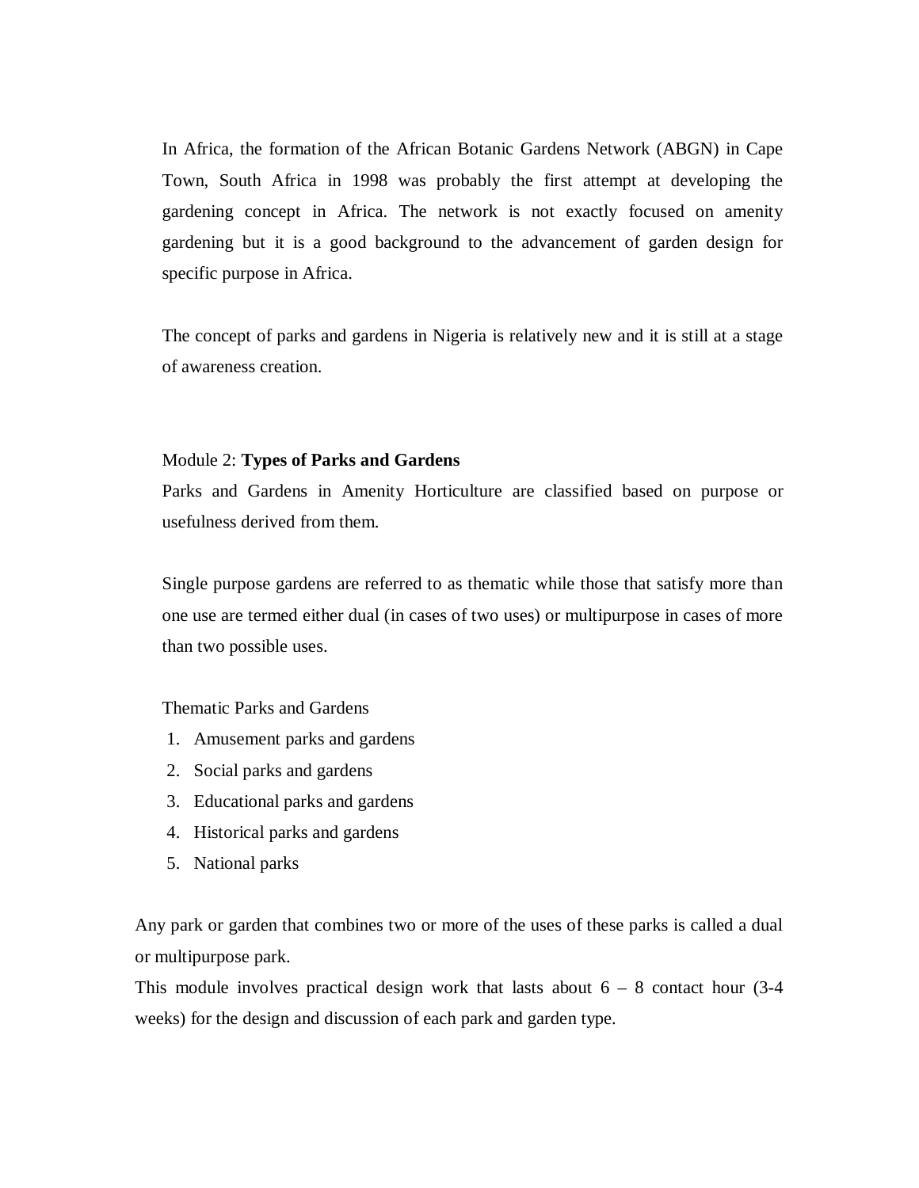In Africa, the formation of the African Botanic Gardens Network (ABGN) in Cape Town, South Africa in 1998 was probably the first attempt at developing the gardening concept in Africa. The network is not exactly focused on amenity gardening but it is a good background to the advancement of garden design for specific purpose in Africa.

The concept of parks and gardens in Nigeria is relatively new and it is still at a stage of awareness creation.

## Module 2: **Types of Parks and Gardens**

Parks and Gardens in Amenity Horticulture are classified based on purpose or usefulness derived from them.

Single purpose gardens are referred to as thematic while those that satisfy more than one use are termed either dual (in cases of two uses) or multipurpose in cases of more than two possible uses.

Thematic Parks and Gardens

1. Amusement parks and gardens
2. Social parks and gardens
3. Educational parks and gardens
4. Historical parks and gardens
5. National parks

Any park or garden that combines two or more of the uses of these parks is called a dual or multipurpose park.

This module involves practical design work that lasts about 6 – 8 contact hour (3-4 weeks) for the design and discussion of each park and garden type.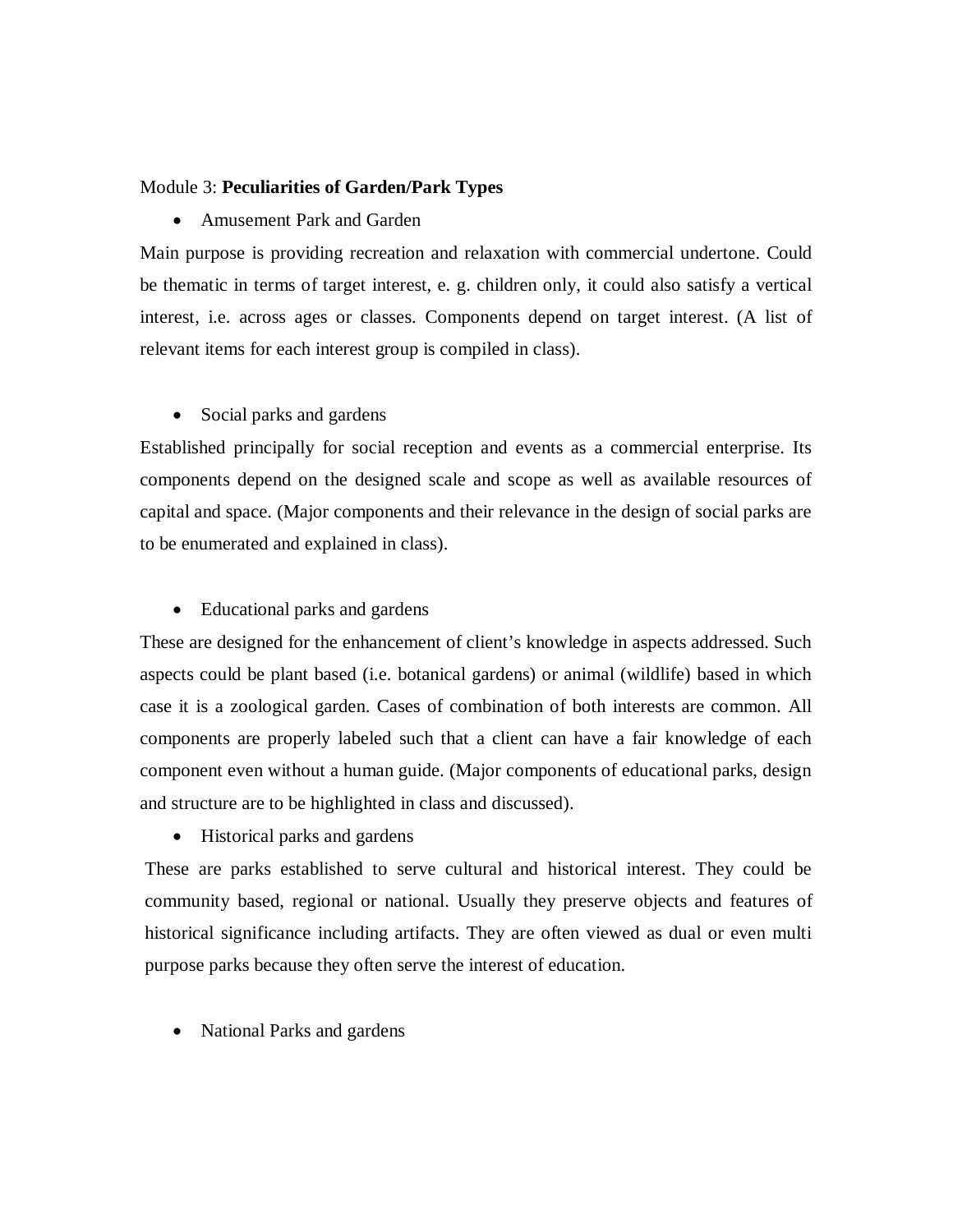Module 3: **Peculiarities of Garden/Park Types**

- Amusement Park and Garden

Main purpose is providing recreation and relaxation with commercial undertone. Could be thematic in terms of target interest, e. g. children only, it could also satisfy a vertical interest, i.e. across ages or classes. Components depend on target interest. (A list of relevant items for each interest group is compiled in class).

- Social parks and gardens

Established principally for social reception and events as a commercial enterprise. Its components depend on the designed scale and scope as well as available resources of capital and space. (Major components and their relevance in the design of social parks are to be enumerated and explained in class).

- Educational parks and gardens

These are designed for the enhancement of client's knowledge in aspects addressed. Such aspects could be plant based (i.e. botanical gardens) or animal (wildlife) based in which case it is a zoological garden. Cases of combination of both interests are common. All components are properly labeled such that a client can have a fair knowledge of each component even without a human guide. (Major components of educational parks, design and structure are to be highlighted in class and discussed).

- Historical parks and gardens

These are parks established to serve cultural and historical interest. They could be community based, regional or national. Usually they preserve objects and features of historical significance including artifacts. They are often viewed as dual or even multi purpose parks because they often serve the interest of education.

- National Parks and gardens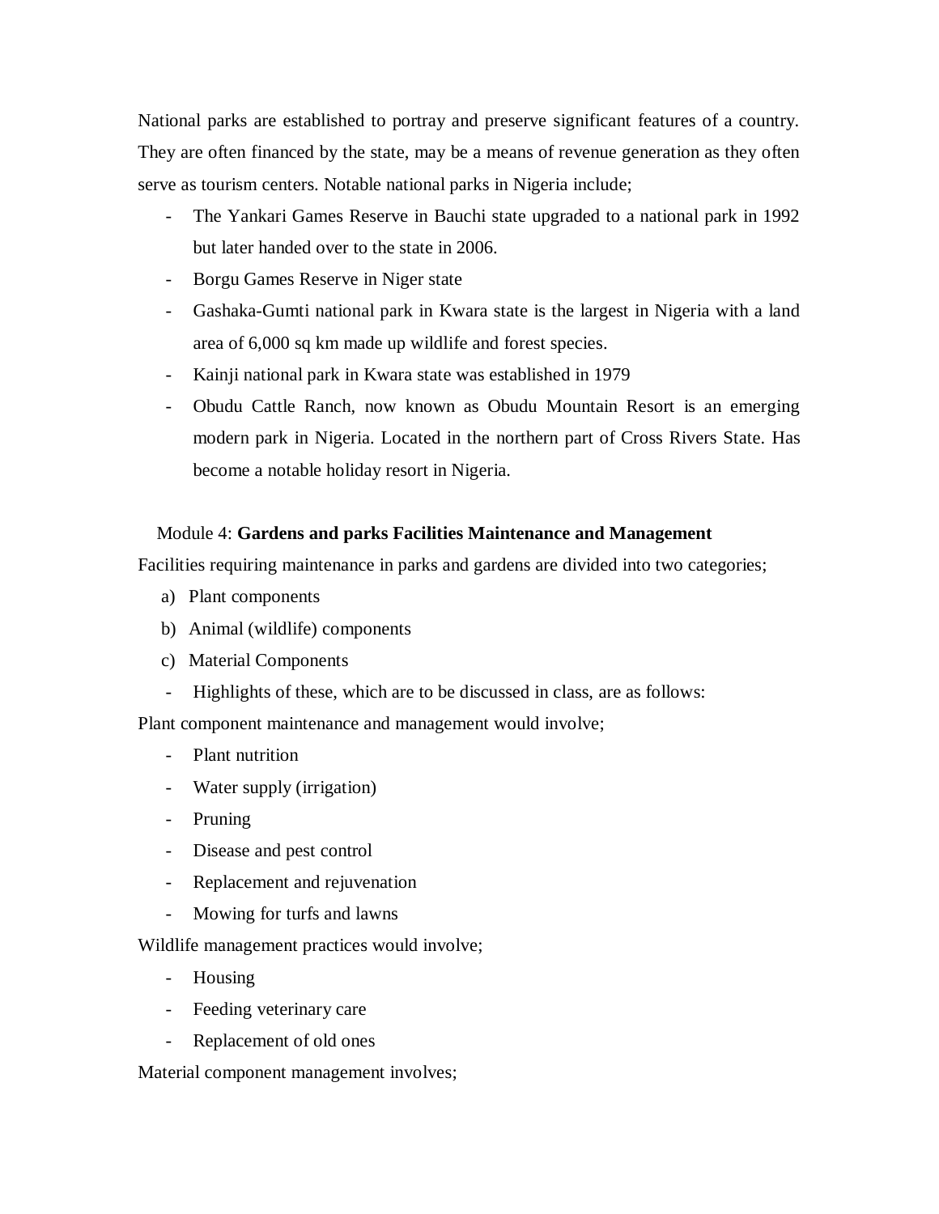National parks are established to portray and preserve significant features of a country. They are often financed by the state, may be a means of revenue generation as they often serve as tourism centers. Notable national parks in Nigeria include;

- The Yankari Games Reserve in Bauchi state upgraded to a national park in 1992 but later handed over to the state in 2006.
- Borgu Games Reserve in Niger state
- Gashaka-Gumti national park in Kwara state is the largest in Nigeria with a land area of 6,000 sq km made up wildlife and forest species.
- Kainji national park in Kwara state was established in 1979
- Obudu Cattle Ranch, now known as Obudu Mountain Resort is an emerging modern park in Nigeria. Located in the northern part of Cross Rivers State. Has become a notable holiday resort in Nigeria.

Module 4: **Gardens and parks Facilities Maintenance and Management**

Facilities requiring maintenance in parks and gardens are divided into two categories;

a) Plant components
b) Animal (wildlife) components
c) Material Components

- Highlights of these, which are to be discussed in class, are as follows:

Plant component maintenance and management would involve;

- Plant nutrition
- Water supply (irrigation)
- Pruning
- Disease and pest control
- Replacement and rejuvenation
- Mowing for turfs and lawns

Wildlife management practices would involve;

- Housing
- Feeding veterinary care
- Replacement of old ones

Material component management involves;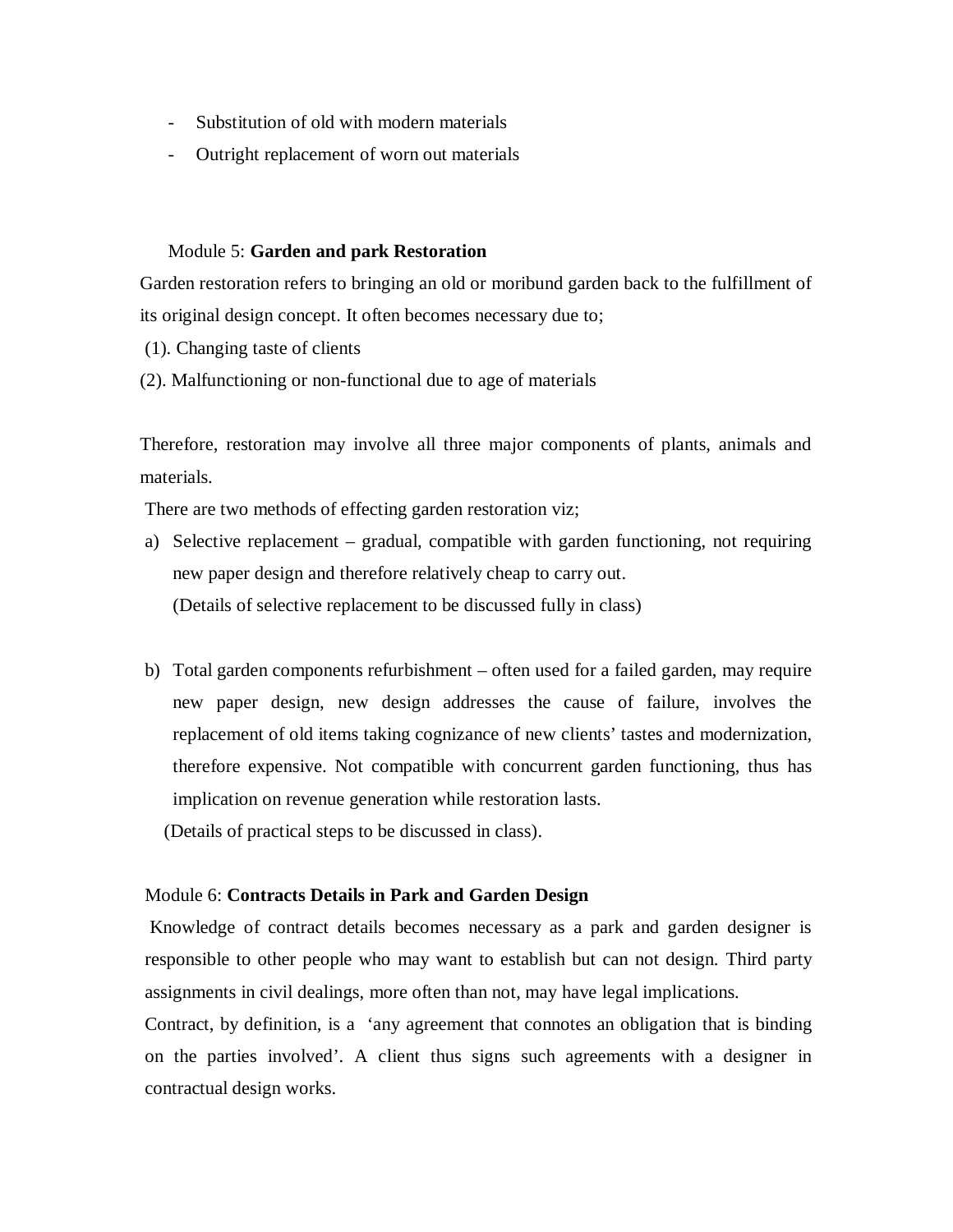- Substitution of old with modern materials
- Outright replacement of worn out materials

## Module 5: **Garden and park Restoration**

Garden restoration refers to bringing an old or moribund garden back to the fulfillment of its original design concept. It often becomes necessary due to;

(1). Changing taste of clients

(2). Malfunctioning or non-functional due to age of materials

Therefore, restoration may involve all three major components of plants, animals and materials.

There are two methods of effecting garden restoration viz;

a) Selective replacement – gradual, compatible with garden functioning, not requiring new paper design and therefore relatively cheap to carry out.
   (Details of selective replacement to be discussed fully in class)

b) Total garden components refurbishment – often used for a failed garden, may require new paper design, new design addresses the cause of failure, involves the replacement of old items taking cognizance of new clients' tastes and modernization, therefore expensive. Not compatible with concurrent garden functioning, thus has implication on revenue generation while restoration lasts.
   (Details of practical steps to be discussed in class).

## Module 6: **Contracts Details in Park and Garden Design**

Knowledge of contract details becomes necessary as a park and garden designer is responsible to other people who may want to establish but can not design. Third party assignments in civil dealings, more often than not, may have legal implications.

Contract, by definition, is a 'any agreement that connotes an obligation that is binding on the parties involved'. A client thus signs such agreements with a designer in contractual design works.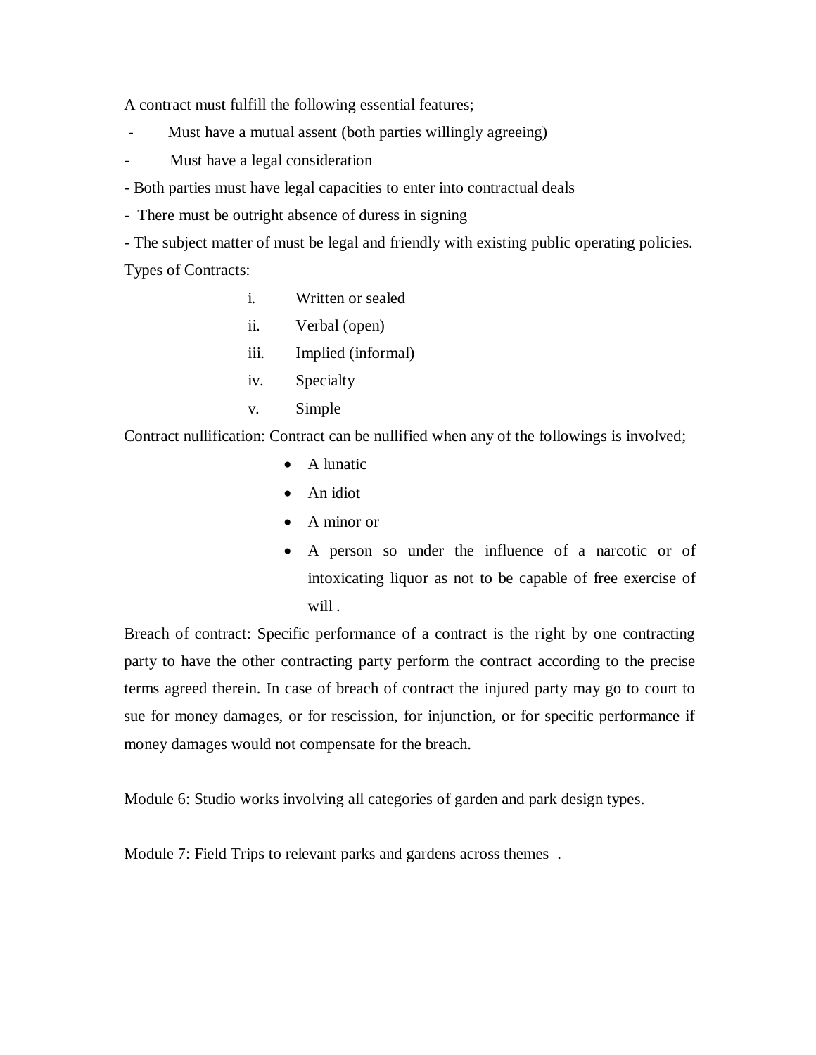A contract must fulfill the following essential features;

- Must have a mutual assent (both parties willingly agreeing)
- Must have a legal consideration
- Both parties must have legal capacities to enter into contractual deals
- There must be outright absence of duress in signing
- The subject matter of must be legal and friendly with existing public operating policies.

Types of Contracts:

i. Written or sealed
ii. Verbal (open)
iii. Implied (informal)
iv. Specialty
v. Simple

Contract nullification: Contract can be nullified when any of the followings is involved;

- A lunatic
- An idiot
- A minor or
- A person so under the influence of a narcotic or of intoxicating liquor as not to be capable of free exercise of will .

Breach of contract: Specific performance of a contract is the right by one contracting party to have the other contracting party perform the contract according to the precise terms agreed therein. In case of breach of contract the injured party may go to court to sue for money damages, or for rescission, for injunction, or for specific performance if money damages would not compensate for the breach.

Module 6: Studio works involving all categories of garden and park design types.

Module 7: Field Trips to relevant parks and gardens across themes .